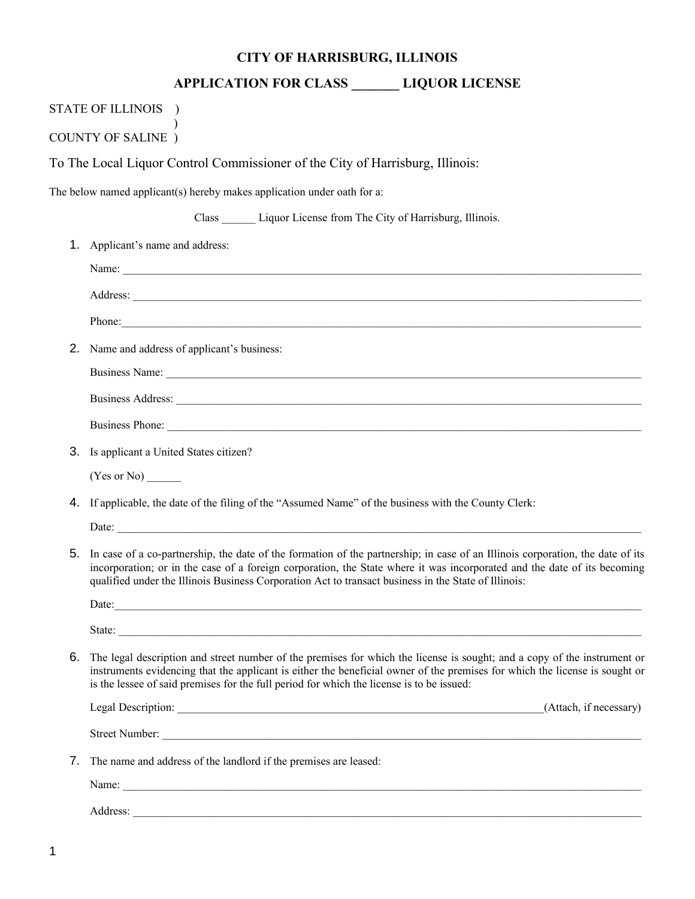# CITY OF HARRISBURG, ILLINOIS

## APPLICATION FOR CLASS _______ LIQUOR LICENSE

STATE OF ILLINOIS )
)
COUNTY OF SALINE )

To The Local Liquor Control Commissioner of the City of Harrisburg, Illinois:

The below named applicant(s) hereby makes application under oath for a:

Class ______ Liquor License from The City of Harrisburg, Illinois.

1. Applicant's name and address:

   Name: ____________________________________________________________

   Address: __________________________________________________________

   Phone: ___________________________________________________________

2. Name and address of applicant's business:

   Business Name: ____________________________________________________

   Business Address: __________________________________________________

   Business Phone: ___________________________________________________

3. Is applicant a United States citizen?

   (Yes or No) ______

4. If applicable, the date of the filing of the "Assumed Name" of the business with the County Clerk:

   Date: ____________________________________________________________

5. In case of a co-partnership, the date of the formation of the partnership; in case of an Illinois corporation, the date of its incorporation; or in the case of a foreign corporation, the State where it was incorporated and the date of its becoming qualified under the Illinois Business Corporation Act to transact business in the State of Illinois:

   Date: ____________________________________________________________

   State: ____________________________________________________________

6. The legal description and street number of the premises for which the license is sought; and a copy of the instrument or instruments evidencing that the applicant is either the beneficial owner of the premises for which the license is sought or is the lessee of said premises for the full period for which the license is to be issued:

   Legal Description: _____________________________________________(Attach, if necessary)

   Street Number: ____________________________________________________

7. The name and address of the landlord if the premises are leased:

   Name: ____________________________________________________________

   Address: __________________________________________________________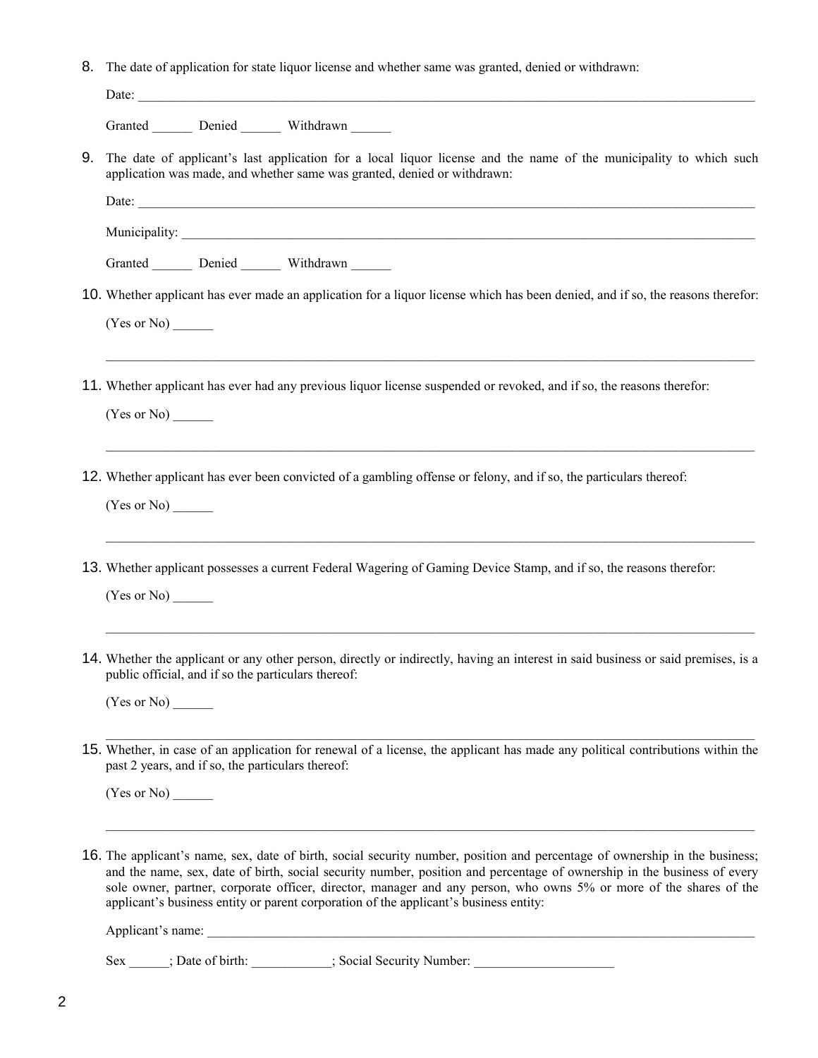8. The date of application for state liquor license and whether same was granted, denied or withdrawn:

   Date: ___________________________________________________________________________

   Granted ______ Denied ______ Withdrawn ______

9. The date of applicant's last application for a local liquor license and the name of the municipality to which such application was made, and whether same was granted, denied or withdrawn:

   Date: ___________________________________________________________________________

   Municipality: ____________________________________________________________________

   Granted ______ Denied ______ Withdrawn ______

10. Whether applicant has ever made an application for a liquor license which has been denied, and if so, the reasons therefor:

    (Yes or No) ______

    ________________________________________________________________________________

11. Whether applicant has ever had any previous liquor license suspended or revoked, and if so, the reasons therefor:

    (Yes or No) ______

    ________________________________________________________________________________

12. Whether applicant has ever been convicted of a gambling offense or felony, and if so, the particulars thereof:

    (Yes or No) ______

    ________________________________________________________________________________

13. Whether applicant possesses a current Federal Wagering of Gaming Device Stamp, and if so, the reasons therefor:

    (Yes or No) ______

    ________________________________________________________________________________

14. Whether the applicant or any other person, directly or indirectly, having an interest in said business or said premises, is a public official, and if so the particulars thereof:

    (Yes or No) ______

    ________________________________________________________________________________

15. Whether, in case of an application for renewal of a license, the applicant has made any political contributions within the past 2 years, and if so, the particulars thereof:

    (Yes or No) ______

    ________________________________________________________________________________

16. The applicant's name, sex, date of birth, social security number, position and percentage of ownership in the business; and the name, sex, date of birth, social security number, position and percentage of ownership in the business of every sole owner, partner, corporate officer, director, manager and any person, who owns 5% or more of the shares of the applicant's business entity or parent corporation of the applicant's business entity:

    Applicant's name: _______________________________________________________________

    Sex ______; Date of birth: ____________; Social Security Number: _____________________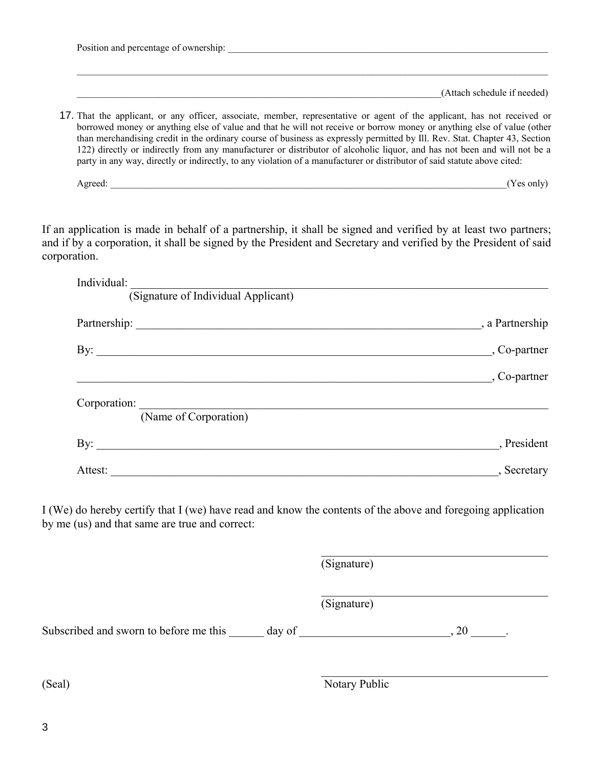Position and percentage of ownership: ______________________________________________________________________

_____________________________________________________________________________________________________________

_______________________________________________________________________________(Attach schedule if needed)

17. That the applicant, or any officer, associate, member, representative or agent of the applicant, has not received or borrowed money or anything else of value and that he will not receive or borrow money or anything else of value (other than merchandising credit in the ordinary course of business as expressly permitted by Ill. Rev. Stat. Chapter 43, Section 122) directly or indirectly from any manufacturer or distributor of alcoholic liquor, and has not been and will not be a party in any way, directly or indirectly, to any violation of a manufacturer or distributor of said statute above cited:

    Agreed: _____________________________________________________________________________________(Yes only)

If an application is made in behalf of a partnership, it shall be signed and verified by at least two partners; and if by a corporation, it shall be signed by the President and Secretary and verified by the President of said corporation.

Individual: _____________________________________________________________________________
(Signature of Individual Applicant)

Partnership: ______________________________________________________________, a Partnership

By: ____________________________________________________________________________, Co-partner

________________________________________________________________________________, Co-partner

Corporation: _____________________________________________________________________________
(Name of Corporation)

By: ______________________________________________________________________________, President

Attest: _________________________________________________________________________, Secretary

I (We) do hereby certify that I (we) have read and know the contents of the above and foregoing application by me (us) and that same are true and correct:

_________________________________________
(Signature)

_________________________________________
(Signature)

Subscribed and sworn to before me this ______ day of __________________________, 20 ______.

(Seal)

_________________________________________
Notary Public